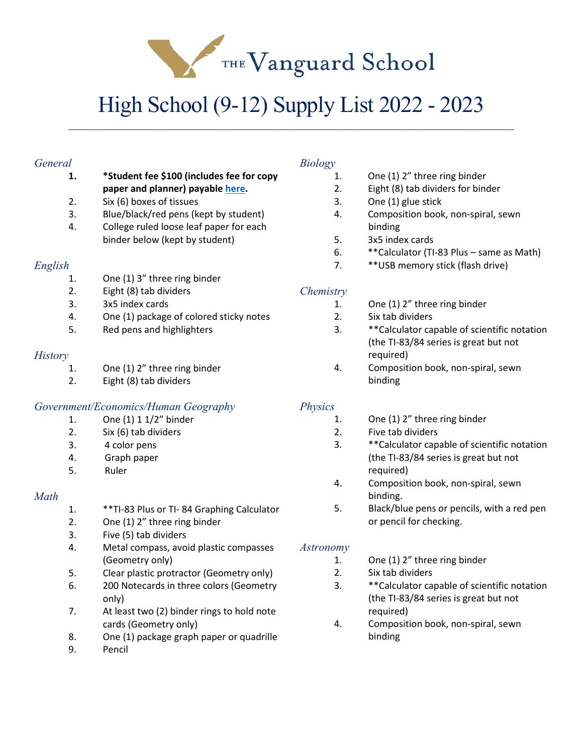THE Vanguard School

# High School (9-12) Supply List 2022 - 2023

---

## *General*

1. **\*Student fee $100 (includes fee for copy paper and planner) payable here.**
2. Six (6) boxes of tissues
3. Blue/black/red pens (kept by student)
4. College ruled loose leaf paper for each binder below (kept by student)

## *English*

1. One (1) 3" three ring binder
2. Eight (8) tab dividers
3. 3x5 index cards
4. One (1) package of colored sticky notes
5. Red pens and highlighters

## *History*

1. One (1) 2" three ring binder
2. Eight (8) tab dividers

## *Government/Economics/Human Geography*

1. One (1) 1 1/2" binder
2. Six (6) tab dividers
3. 4 color pens
4. Graph paper
5. Ruler

## *Math*

1. **TI-83 Plus or TI- 84 Graphing Calculator
2. One (1) 2" three ring binder
3. Five (5) tab dividers
4. Metal compass, avoid plastic compasses (Geometry only)
5. Clear plastic protractor (Geometry only)
6. 200 Notecards in three colors (Geometry only)
7. At least two (2) binder rings to hold note cards (Geometry only)
8. One (1) package graph paper or quadrille
9. Pencil

## *Biology*

1. One (1) 2" three ring binder
2. Eight (8) tab dividers for binder
3. One (1) glue stick
4. Composition book, non-spiral, sewn binding
5. 3x5 index cards
6. **Calculator (TI-83 Plus – same as Math)
7. **USB memory stick (flash drive)

## *Chemistry*

1. One (1) 2" three ring binder
2. Six tab dividers
3. **Calculator capable of scientific notation (the TI-83/84 series is great but not required)
4. Composition book, non-spiral, sewn binding

## *Physics*

1. One (1) 2" three ring binder
2. Five tab dividers
3. **Calculator capable of scientific notation (the TI-83/84 series is great but not required)
4. Composition book, non-spiral, sewn binding.
5. Black/blue pens or pencils, with a red pen or pencil for checking.

## *Astronomy*

1. One (1) 2" three ring binder
2. Six tab dividers
3. **Calculator capable of scientific notation (the TI-83/84 series is great but not required)
4. Composition book, non-spiral, sewn binding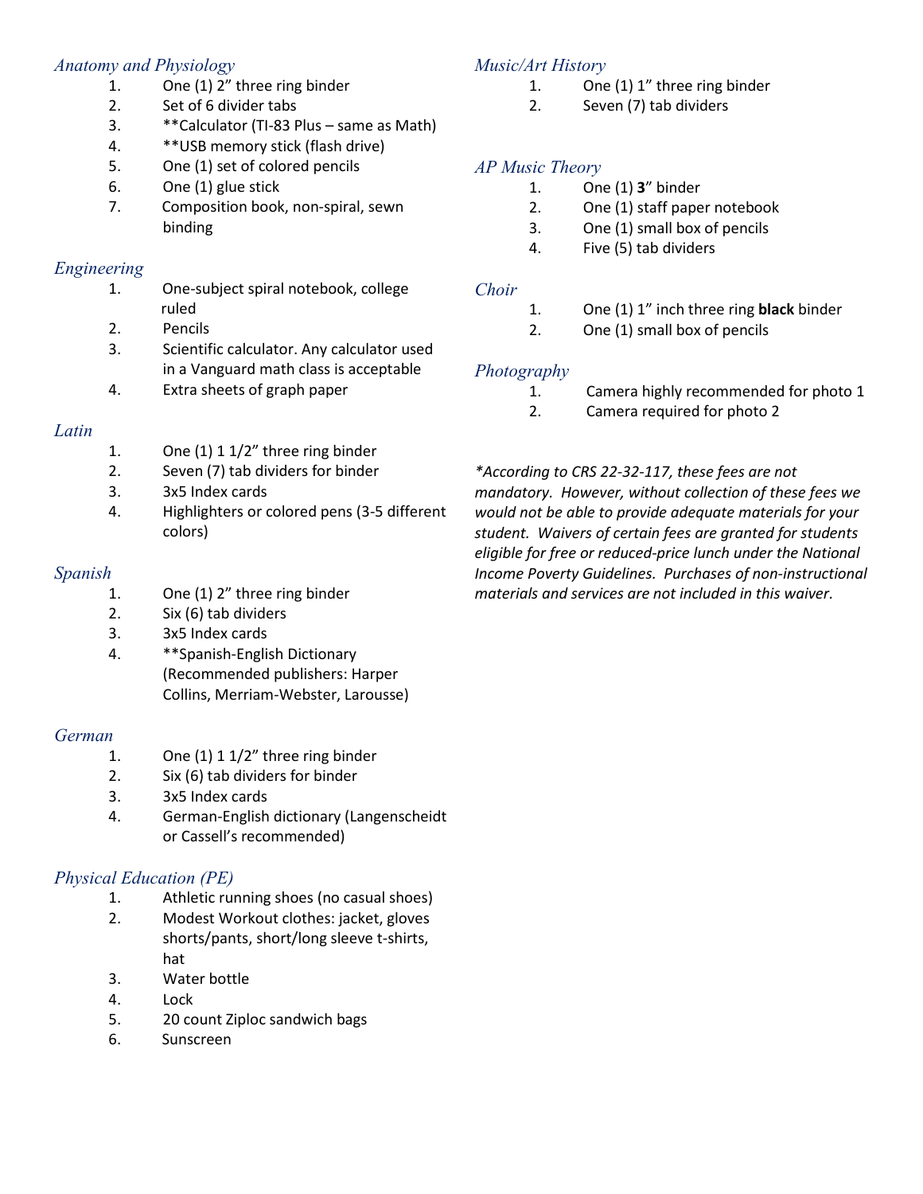### *Anatomy and Physiology*

1. One (1) 2" three ring binder
2. Set of 6 divider tabs
3. **Calculator (TI-83 Plus – same as Math)
4. **USB memory stick (flash drive)
5. One (1) set of colored pencils
6. One (1) glue stick
7. Composition book, non-spiral, sewn binding

### *Engineering*

1. One-subject spiral notebook, college ruled
2. Pencils
3. Scientific calculator. Any calculator used in a Vanguard math class is acceptable
4. Extra sheets of graph paper

### *Latin*

1. One (1) 1 1/2" three ring binder
2. Seven (7) tab dividers for binder
3. 3x5 Index cards
4. Highlighters or colored pens (3-5 different colors)

### *Spanish*

1. One (1) 2" three ring binder
2. Six (6) tab dividers
3. 3x5 Index cards
4. **Spanish-English Dictionary (Recommended publishers: Harper Collins, Merriam-Webster, Larousse)

### *German*

1. One (1) 1 1/2" three ring binder
2. Six (6) tab dividers for binder
3. 3x5 Index cards
4. German-English dictionary (Langenscheidt or Cassell's recommended)

### *Physical Education (PE)*

1. Athletic running shoes (no casual shoes)
2. Modest Workout clothes: jacket, gloves shorts/pants, short/long sleeve t-shirts, hat
3. Water bottle
4. Lock
5. 20 count Ziploc sandwich bags
6. Sunscreen

### *Music/Art History*

1. One (1) 1" three ring binder
2. Seven (7) tab dividers

### *AP Music Theory*

1. One (1) **3**" binder
2. One (1) staff paper notebook
3. One (1) small box of pencils
4. Five (5) tab dividers

### *Choir*

1. One (1) 1" inch three ring **black** binder
2. One (1) small box of pencils

### *Photography*

1. Camera highly recommended for photo 1
2. Camera required for photo 2

*\*According to CRS 22-32-117, these fees are not mandatory. However, without collection of these fees we would not be able to provide adequate materials for your student. Waivers of certain fees are granted for students eligible for free or reduced-price lunch under the National Income Poverty Guidelines. Purchases of non-instructional materials and services are not included in this waiver.*